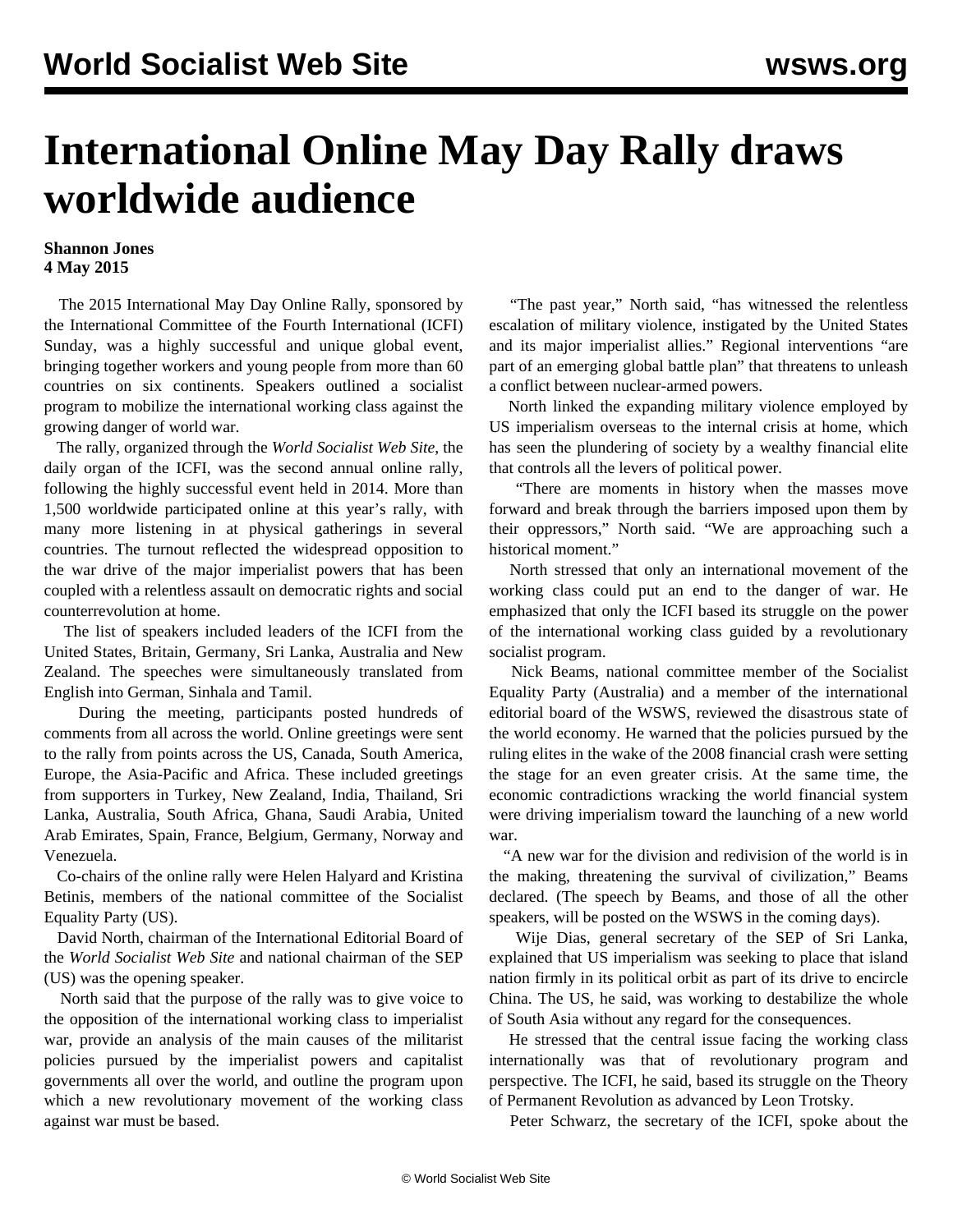# International Online May Day Rally draws worldwide audience

**Shannon Jones**
**4 May 2015**

The 2015 International May Day Online Rally, sponsored by the International Committee of the Fourth International (ICFI) Sunday, was a highly successful and unique global event, bringing together workers and young people from more than 60 countries on six continents. Speakers outlined a socialist program to mobilize the international working class against the growing danger of world war.

The rally, organized through the *World Socialist Web Site*, the daily organ of the ICFI, was the second annual online rally, following the highly successful event held in 2014. More than 1,500 worldwide participated online at this year's rally, with many more listening in at physical gatherings in several countries. The turnout reflected the widespread opposition to the war drive of the major imperialist powers that has been coupled with a relentless assault on democratic rights and social counterrevolution at home.

The list of speakers included leaders of the ICFI from the United States, Britain, Germany, Sri Lanka, Australia and New Zealand. The speeches were simultaneously translated from English into German, Sinhala and Tamil.

During the meeting, participants posted hundreds of comments from all across the world. Online greetings were sent to the rally from points across the US, Canada, South America, Europe, the Asia-Pacific and Africa. These included greetings from supporters in Turkey, New Zealand, India, Thailand, Sri Lanka, Australia, South Africa, Ghana, Saudi Arabia, United Arab Emirates, Spain, France, Belgium, Germany, Norway and Venezuela.

Co-chairs of the online rally were Helen Halyard and Kristina Betinis, members of the national committee of the Socialist Equality Party (US).

David North, chairman of the International Editorial Board of the *World Socialist Web Site* and national chairman of the SEP (US) was the opening speaker.

North said that the purpose of the rally was to give voice to the opposition of the international working class to imperialist war, provide an analysis of the main causes of the militarist policies pursued by the imperialist powers and capitalist governments all over the world, and outline the program upon which a new revolutionary movement of the working class against war must be based.

"The past year," North said, "has witnessed the relentless escalation of military violence, instigated by the United States and its major imperialist allies." Regional interventions "are part of an emerging global battle plan" that threatens to unleash a conflict between nuclear-armed powers.

North linked the expanding military violence employed by US imperialism overseas to the internal crisis at home, which has seen the plundering of society by a wealthy financial elite that controls all the levers of political power.

"There are moments in history when the masses move forward and break through the barriers imposed upon them by their oppressors," North said. "We are approaching such a historical moment."

North stressed that only an international movement of the working class could put an end to the danger of war. He emphasized that only the ICFI based its struggle on the power of the international working class guided by a revolutionary socialist program.

Nick Beams, national committee member of the Socialist Equality Party (Australia) and a member of the international editorial board of the WSWS, reviewed the disastrous state of the world economy. He warned that the policies pursued by the ruling elites in the wake of the 2008 financial crash were setting the stage for an even greater crisis. At the same time, the economic contradictions wracking the world financial system were driving imperialism toward the launching of a new world war.

"A new war for the division and redivision of the world is in the making, threatening the survival of civilization," Beams declared. (The speech by Beams, and those of all the other speakers, will be posted on the WSWS in the coming days).

Wije Dias, general secretary of the SEP of Sri Lanka, explained that US imperialism was seeking to place that island nation firmly in its political orbit as part of its drive to encircle China. The US, he said, was working to destabilize the whole of South Asia without any regard for the consequences.

He stressed that the central issue facing the working class internationally was that of revolutionary program and perspective. The ICFI, he said, based its struggle on the Theory of Permanent Revolution as advanced by Leon Trotsky.

Peter Schwarz, the secretary of the ICFI, spoke about the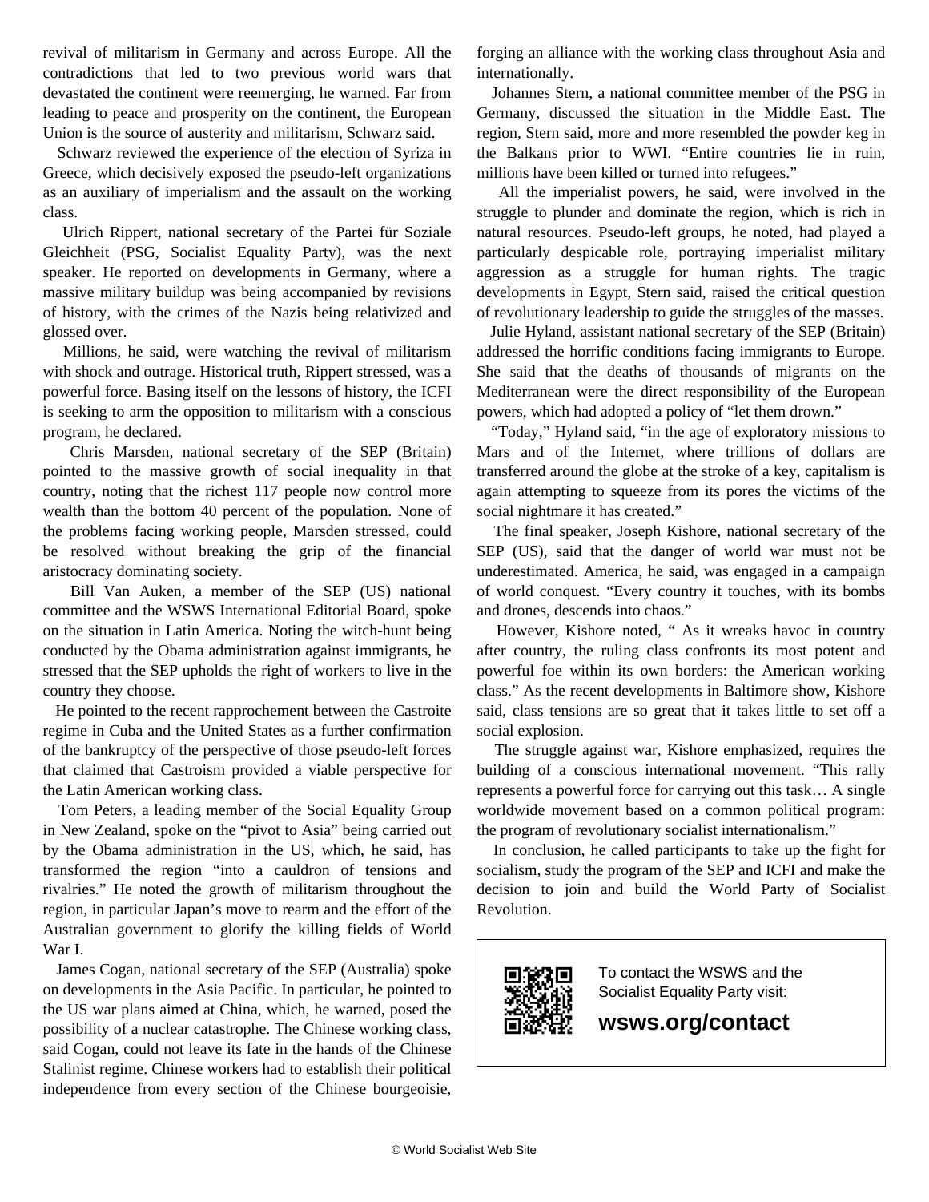revival of militarism in Germany and across Europe. All the contradictions that led to two previous world wars that devastated the continent were reemerging, he warned. Far from leading to peace and prosperity on the continent, the European Union is the source of austerity and militarism, Schwarz said.

Schwarz reviewed the experience of the election of Syriza in Greece, which decisively exposed the pseudo-left organizations as an auxiliary of imperialism and the assault on the working class.

Ulrich Rippert, national secretary of the Partei für Soziale Gleichheit (PSG, Socialist Equality Party), was the next speaker. He reported on developments in Germany, where a massive military buildup was being accompanied by revisions of history, with the crimes of the Nazis being relativized and glossed over.

Millions, he said, were watching the revival of militarism with shock and outrage. Historical truth, Rippert stressed, was a powerful force. Basing itself on the lessons of history, the ICFI is seeking to arm the opposition to militarism with a conscious program, he declared.

Chris Marsden, national secretary of the SEP (Britain) pointed to the massive growth of social inequality in that country, noting that the richest 117 people now control more wealth than the bottom 40 percent of the population. None of the problems facing working people, Marsden stressed, could be resolved without breaking the grip of the financial aristocracy dominating society.

Bill Van Auken, a member of the SEP (US) national committee and the WSWS International Editorial Board, spoke on the situation in Latin America. Noting the witch-hunt being conducted by the Obama administration against immigrants, he stressed that the SEP upholds the right of workers to live in the country they choose.

He pointed to the recent rapprochement between the Castroite regime in Cuba and the United States as a further confirmation of the bankruptcy of the perspective of those pseudo-left forces that claimed that Castroism provided a viable perspective for the Latin American working class.

Tom Peters, a leading member of the Social Equality Group in New Zealand, spoke on the "pivot to Asia" being carried out by the Obama administration in the US, which, he said, has transformed the region "into a cauldron of tensions and rivalries." He noted the growth of militarism throughout the region, in particular Japan's move to rearm and the effort of the Australian government to glorify the killing fields of World War I.

James Cogan, national secretary of the SEP (Australia) spoke on developments in the Asia Pacific. In particular, he pointed to the US war plans aimed at China, which, he warned, posed the possibility of a nuclear catastrophe. The Chinese working class, said Cogan, could not leave its fate in the hands of the Chinese Stalinist regime. Chinese workers had to establish their political independence from every section of the Chinese bourgeoisie, forging an alliance with the working class throughout Asia and internationally.

Johannes Stern, a national committee member of the PSG in Germany, discussed the situation in the Middle East. The region, Stern said, more and more resembled the powder keg in the Balkans prior to WWI. "Entire countries lie in ruin, millions have been killed or turned into refugees."

All the imperialist powers, he said, were involved in the struggle to plunder and dominate the region, which is rich in natural resources. Pseudo-left groups, he noted, had played a particularly despicable role, portraying imperialist military aggression as a struggle for human rights. The tragic developments in Egypt, Stern said, raised the critical question of revolutionary leadership to guide the struggles of the masses.

Julie Hyland, assistant national secretary of the SEP (Britain) addressed the horrific conditions facing immigrants to Europe. She said that the deaths of thousands of migrants on the Mediterranean were the direct responsibility of the European powers, which had adopted a policy of "let them drown."

"Today," Hyland said, "in the age of exploratory missions to Mars and of the Internet, where trillions of dollars are transferred around the globe at the stroke of a key, capitalism is again attempting to squeeze from its pores the victims of the social nightmare it has created."

The final speaker, Joseph Kishore, national secretary of the SEP (US), said that the danger of world war must not be underestimated. America, he said, was engaged in a campaign of world conquest. "Every country it touches, with its bombs and drones, descends into chaos."

However, Kishore noted, " As it wreaks havoc in country after country, the ruling class confronts its most potent and powerful foe within its own borders: the American working class." As the recent developments in Baltimore show, Kishore said, class tensions are so great that it takes little to set off a social explosion.

The struggle against war, Kishore emphasized, requires the building of a conscious international movement. "This rally represents a powerful force for carrying out this task… A single worldwide movement based on a common political program: the program of revolutionary socialist internationalism."

In conclusion, he called participants to take up the fight for socialism, study the program of the SEP and ICFI and make the decision to join and build the World Party of Socialist Revolution.

To contact the WSWS and the Socialist Equality Party visit:

**wsws.org/contact**